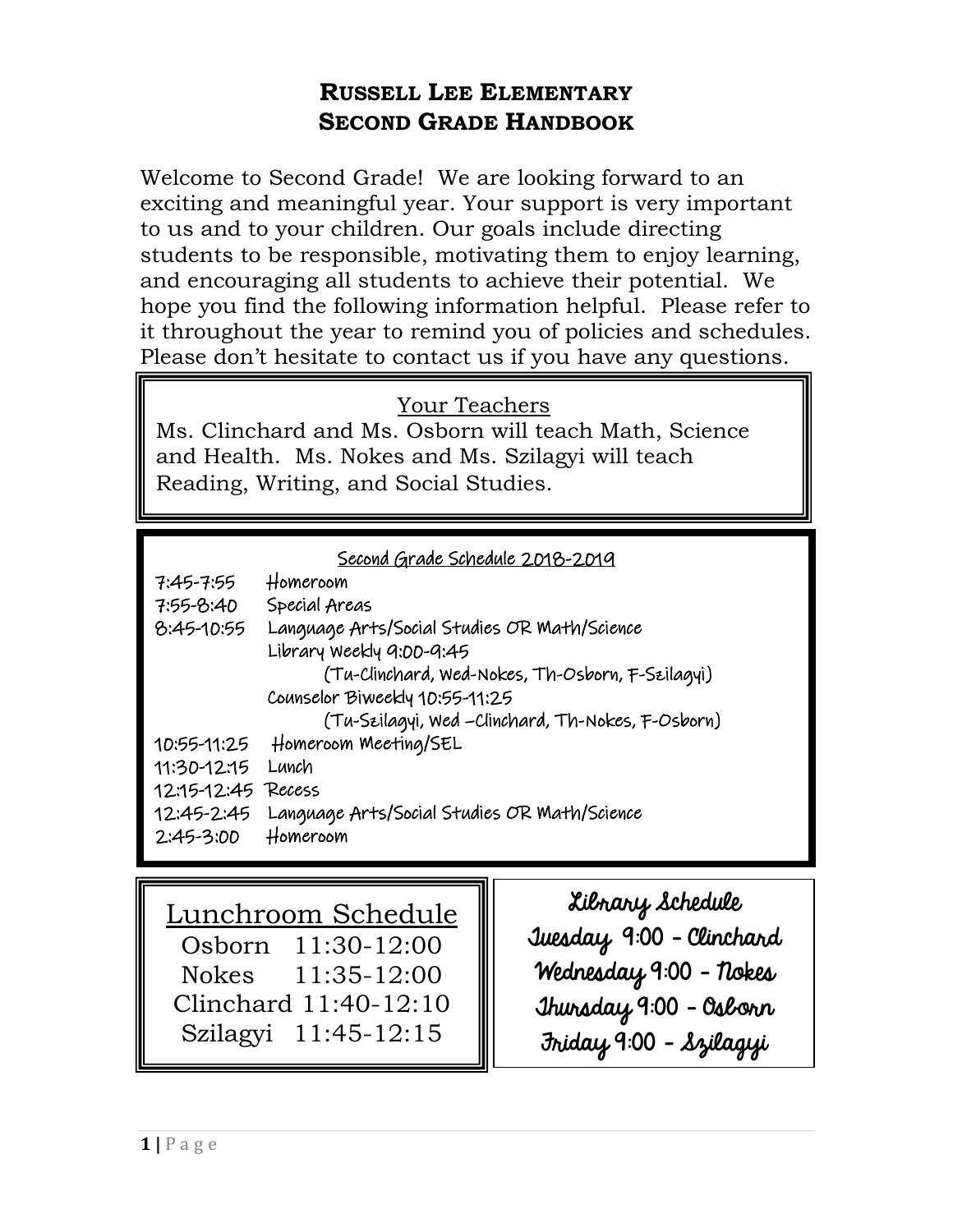# Russell Lee Elementary
# Second Grade Handbook

Welcome to Second Grade! We are looking forward to an exciting and meaningful year. Your support is very important to us and to your children. Our goals include directing students to be responsible, motivating them to enjoy learning, and encouraging all students to achieve their potential. We hope you find the following information helpful. Please refer to it throughout the year to remind you of policies and schedules. Please don't hesitate to contact us if you have any questions.

## Your Teachers

Ms. Clinchard and Ms. Osborn will teach Math, Science and Health. Ms. Nokes and Ms. Szilagyi will teach Reading, Writing, and Social Studies.

## Second Grade Schedule 2018-2019

| Time | Activity |
|---|---|
| 7:45-7:55 | Homeroom |
| 7:55-8:40 | Special Areas |
| 8:45-10:55 | Language Arts/Social Studies OR Math/Science |
| | Library Weekly 9:00-9:45 (Tu-Clinchard, Wed-Nokes, Th-Osborn, F-Szilagyi) |
| | Counselor Biweekly 10:55-11:25 (Tu-Szilagyi, Wed –Clinchard, Th-Nokes, F-Osborn) |
| 10:55-11:25 | Homeroom Meeting/SEL |
| 11:30-12:15 | Lunch |
| 12:15-12:45 | Recess |
| 12:45-2:45 | Language Arts/Social Studies OR Math/Science |
| 2:45-3:00 | Homeroom |

## Lunchroom Schedule

| Teacher | Time |
|---|---|
| Osborn | 11:30-12:00 |
| Nokes | 11:35-12:00 |
| Clinchard | 11:40-12:10 |
| Szilagyi | 11:45-12:15 |

## Library Schedule

- Tuesday 9:00 - Clinchard
- Wednesday 9:00 - Nokes
- Thursday 9:00 - Osborn
- Friday 9:00 - Szilagyi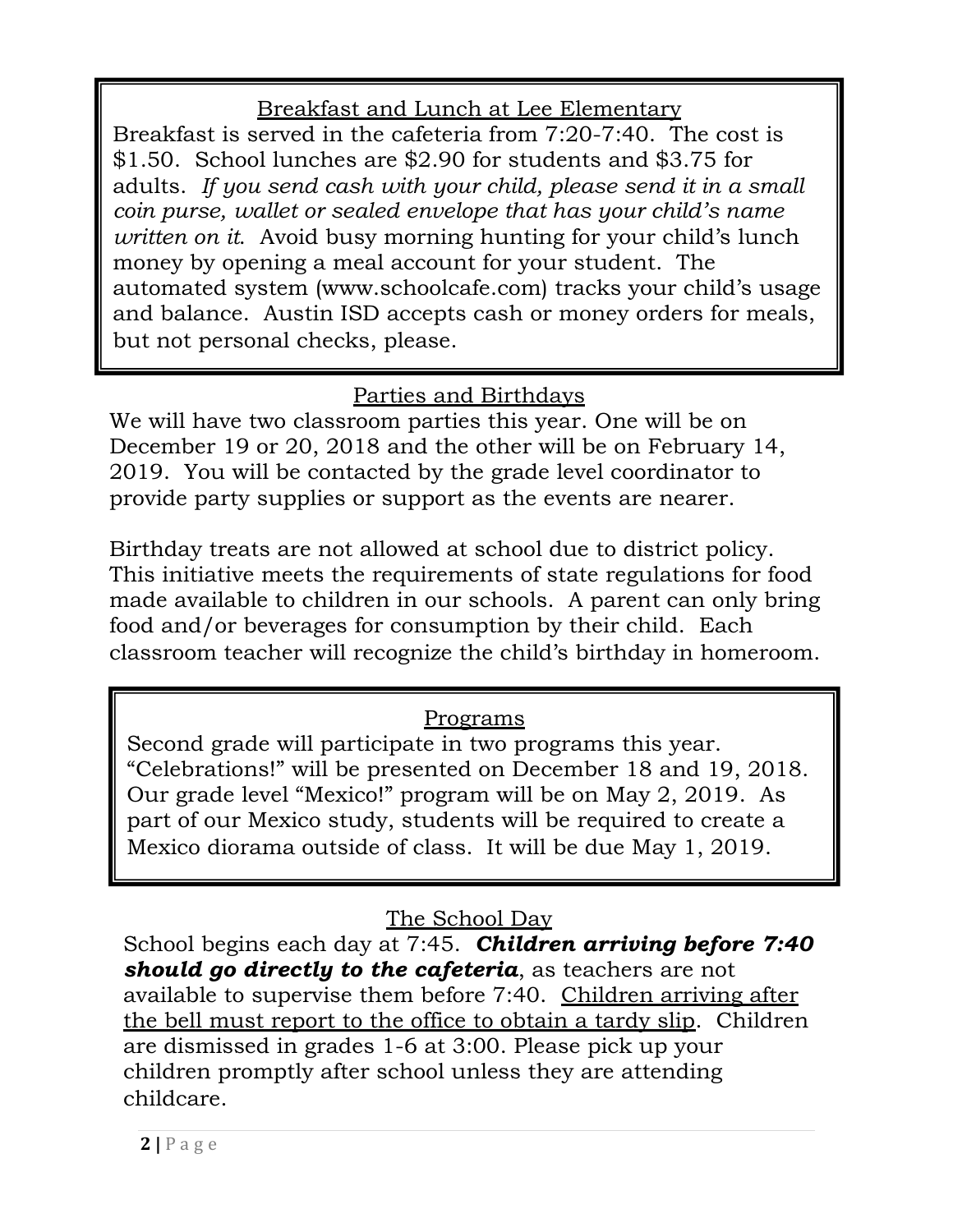## Breakfast and Lunch at Lee Elementary

Breakfast is served in the cafeteria from 7:20-7:40. The cost is $1.50. School lunches are $2.90 for students and $3.75 for adults. *If you send cash with your child, please send it in a small coin purse, wallet or sealed envelope that has your child's name written on it.* Avoid busy morning hunting for your child's lunch money by opening a meal account for your student. The automated system (www.schoolcafe.com) tracks your child's usage and balance. Austin ISD accepts cash or money orders for meals, but not personal checks, please.

## Parties and Birthdays

We will have two classroom parties this year. One will be on December 19 or 20, 2018 and the other will be on February 14, 2019. You will be contacted by the grade level coordinator to provide party supplies or support as the events are nearer.

Birthday treats are not allowed at school due to district policy. This initiative meets the requirements of state regulations for food made available to children in our schools. A parent can only bring food and/or beverages for consumption by their child. Each classroom teacher will recognize the child's birthday in homeroom.

## Programs

Second grade will participate in two programs this year. "Celebrations!" will be presented on December 18 and 19, 2018. Our grade level "Mexico!" program will be on May 2, 2019. As part of our Mexico study, students will be required to create a Mexico diorama outside of class. It will be due May 1, 2019.

## The School Day

School begins each day at 7:45. ***Children arriving before 7:40 should go directly to the cafeteria***, as teachers are not available to supervise them before 7:40. Children arriving after the bell must report to the office to obtain a tardy slip. Children are dismissed in grades 1-6 at 3:00. Please pick up your children promptly after school unless they are attending childcare.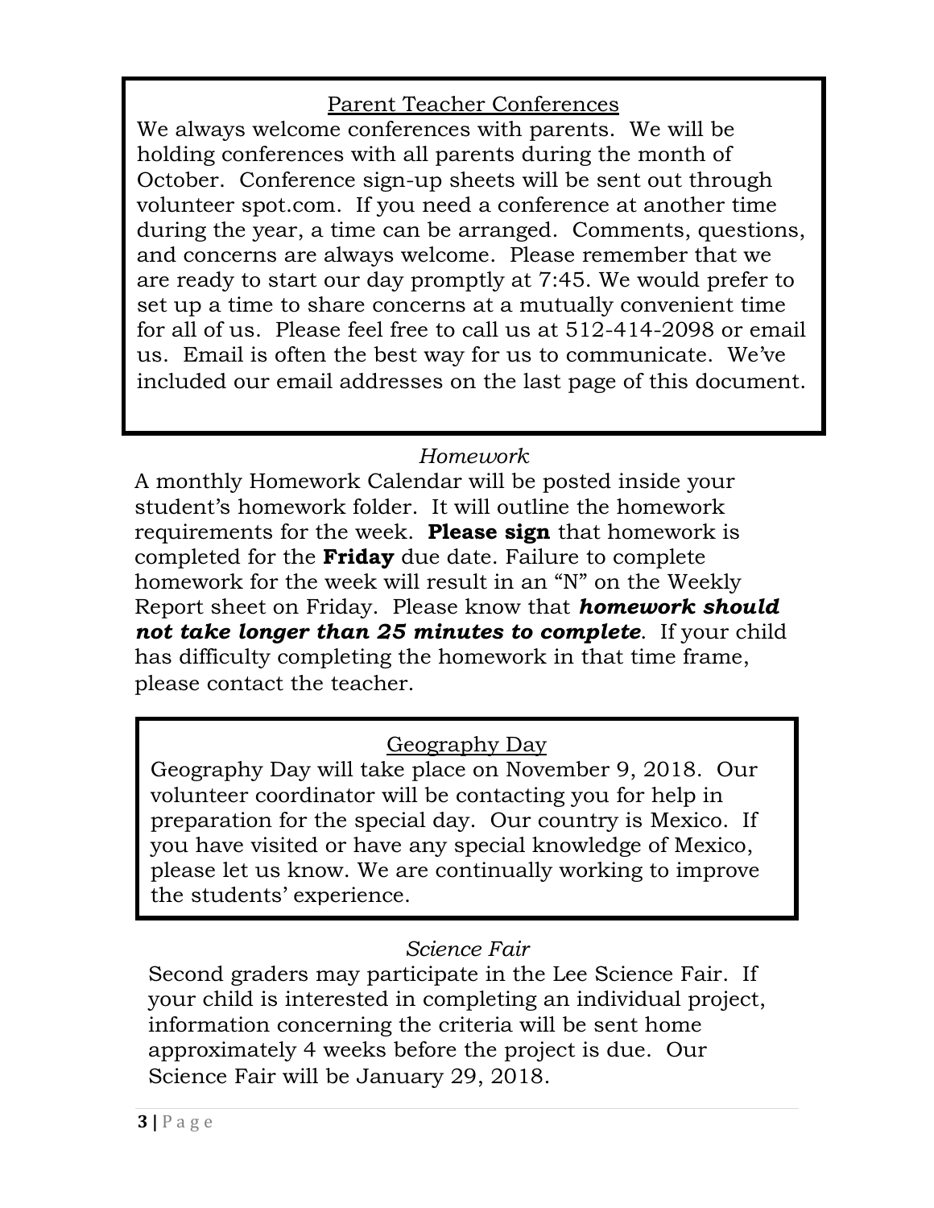## Parent Teacher Conferences

We always welcome conferences with parents. We will be holding conferences with all parents during the month of October. Conference sign-up sheets will be sent out through volunteer spot.com. If you need a conference at another time during the year, a time can be arranged. Comments, questions, and concerns are always welcome. Please remember that we are ready to start our day promptly at 7:45. We would prefer to set up a time to share concerns at a mutually convenient time for all of us. Please feel free to call us at 512-414-2098 or email us. Email is often the best way for us to communicate. We've included our email addresses on the last page of this document.

## *Homework*

A monthly Homework Calendar will be posted inside your student's homework folder. It will outline the homework requirements for the week. **Please sign** that homework is completed for the **Friday** due date. Failure to complete homework for the week will result in an "N" on the Weekly Report sheet on Friday. Please know that ***homework should not take longer than 25 minutes to complete***. If your child has difficulty completing the homework in that time frame, please contact the teacher.

## Geography Day

Geography Day will take place on November 9, 2018. Our volunteer coordinator will be contacting you for help in preparation for the special day. Our country is Mexico. If you have visited or have any special knowledge of Mexico, please let us know. We are continually working to improve the students' experience.

## *Science Fair*

Second graders may participate in the Lee Science Fair. If your child is interested in completing an individual project, information concerning the criteria will be sent home approximately 4 weeks before the project is due. Our Science Fair will be January 29, 2018.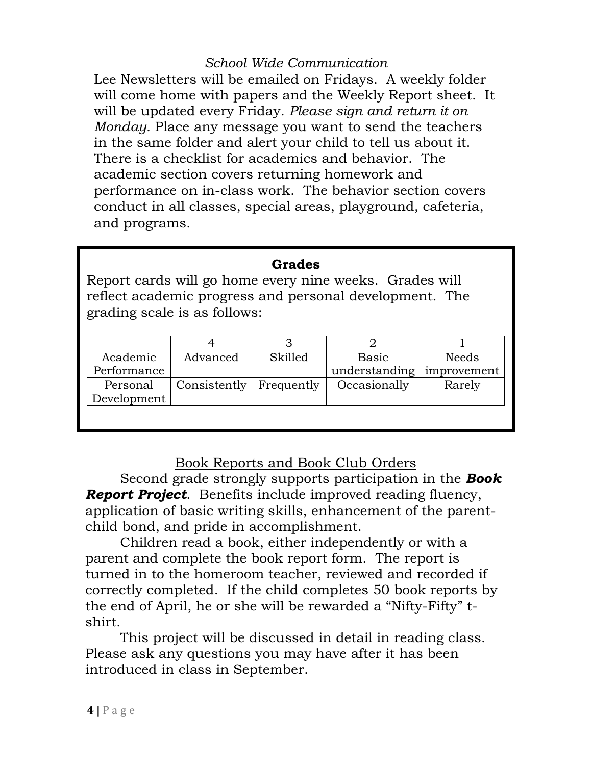*School Wide Communication*

Lee Newsletters will be emailed on Fridays. A weekly folder will come home with papers and the Weekly Report sheet. It will be updated every Friday. *Please sign and return it on Monday*. Place any message you want to send the teachers in the same folder and alert your child to tell us about it. There is a checklist for academics and behavior. The academic section covers returning homework and performance on in-class work. The behavior section covers conduct in all classes, special areas, playground, cafeteria, and programs.

**Grades**

Report cards will go home every nine weeks. Grades will reflect academic progress and personal development. The grading scale is as follows:

| | 4 | 3 | 2 | 1 |
|---|---|---|---|---|
| Academic Performance | Advanced | Skilled | Basic understanding | Needs improvement |
| Personal Development | Consistently | Frequently | Occasionally | Rarely |

<u>Book Reports and Book Club Orders</u>

Second grade strongly supports participation in the ***Book Report Project***. Benefits include improved reading fluency, application of basic writing skills, enhancement of the parent-child bond, and pride in accomplishment.

Children read a book, either independently or with a parent and complete the book report form. The report is turned in to the homeroom teacher, reviewed and recorded if correctly completed. If the child completes 50 book reports by the end of April, he or she will be rewarded a “Nifty-Fifty” t-shirt.

This project will be discussed in detail in reading class. Please ask any questions you may have after it has been introduced in class in September.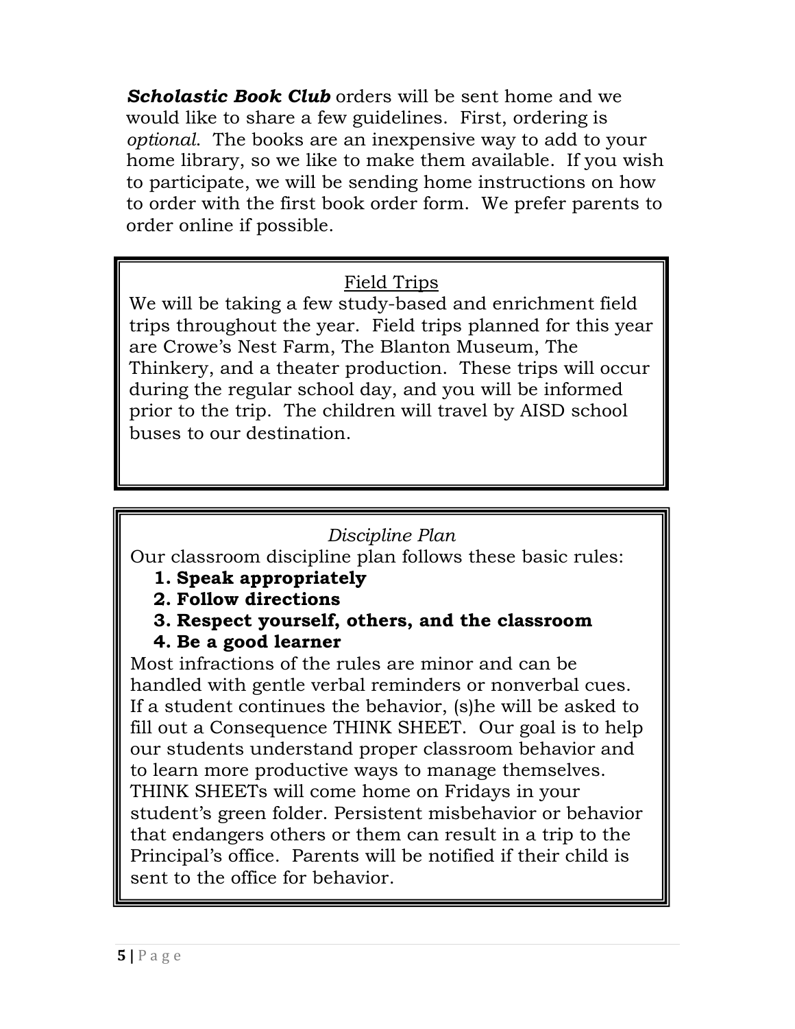***Scholastic Book Club*** orders will be sent home and we would like to share a few guidelines. First, ordering is *optional.* The books are an inexpensive way to add to your home library, so we like to make them available. If you wish to participate, we will be sending home instructions on how to order with the first book order form. We prefer parents to order online if possible.

## Field Trips

We will be taking a few study-based and enrichment field trips throughout the year. Field trips planned for this year are Crowe's Nest Farm, The Blanton Museum, The Thinkery, and a theater production. These trips will occur during the regular school day, and you will be informed prior to the trip. The children will travel by AISD school buses to our destination.

## *Discipline Plan*

Our classroom discipline plan follows these basic rules:

1. **Speak appropriately**
2. **Follow directions**
3. **Respect yourself, others, and the classroom**
4. **Be a good learner**

Most infractions of the rules are minor and can be handled with gentle verbal reminders or nonverbal cues. If a student continues the behavior, (s)he will be asked to fill out a Consequence THINK SHEET. Our goal is to help our students understand proper classroom behavior and to learn more productive ways to manage themselves. THINK SHEETs will come home on Fridays in your student's green folder. Persistent misbehavior or behavior that endangers others or them can result in a trip to the Principal's office. Parents will be notified if their child is sent to the office for behavior.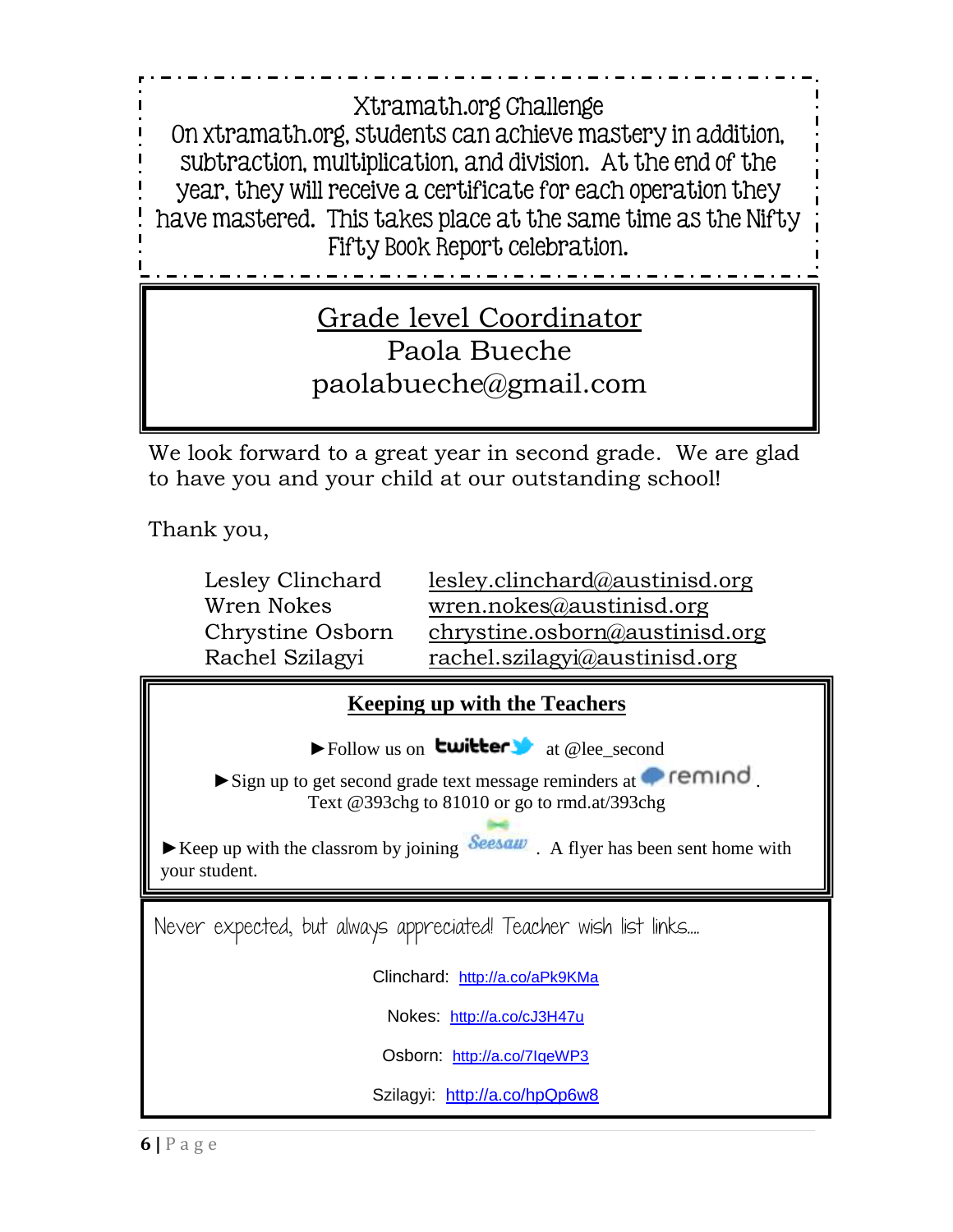## Xtramath.org Challenge

On xtramath.org, students can achieve mastery in addition, subtraction, multiplication, and division. At the end of the year, they will receive a certificate for each operation they have mastered. This takes place at the same time as the Nifty Fifty Book Report celebration.

## Grade level Coordinator

Paola Bueche
paolabueche@gmail.com

We look forward to a great year in second grade. We are glad to have you and your child at our outstanding school!

Thank you,

| | |
|---|---|
| Lesley Clinchard | lesley.clinchard@austinisd.org |
| Wren Nokes | wren.nokes@austinisd.org |
| Chrystine Osborn | chrystine.osborn@austinisd.org |
| Rachel Szilagyi | rachel.szilagyi@austinisd.org |

### Keeping up with the Teachers

►Follow us on twitter at @lee_second

►Sign up to get second grade text message reminders at remind. Text @393chg to 81010 or go to rmd.at/393chg

►Keep up with the classrom by joining Seesaw. A flyer has been sent home with your student.

Never expected, but always appreciated! Teacher wish list links....

Clinchard: http://a.co/aPk9KMa

Nokes: http://a.co/cJ3H47u

Osborn: http://a.co/7IqeWP3

Szilagyi: http://a.co/hpQp6w8